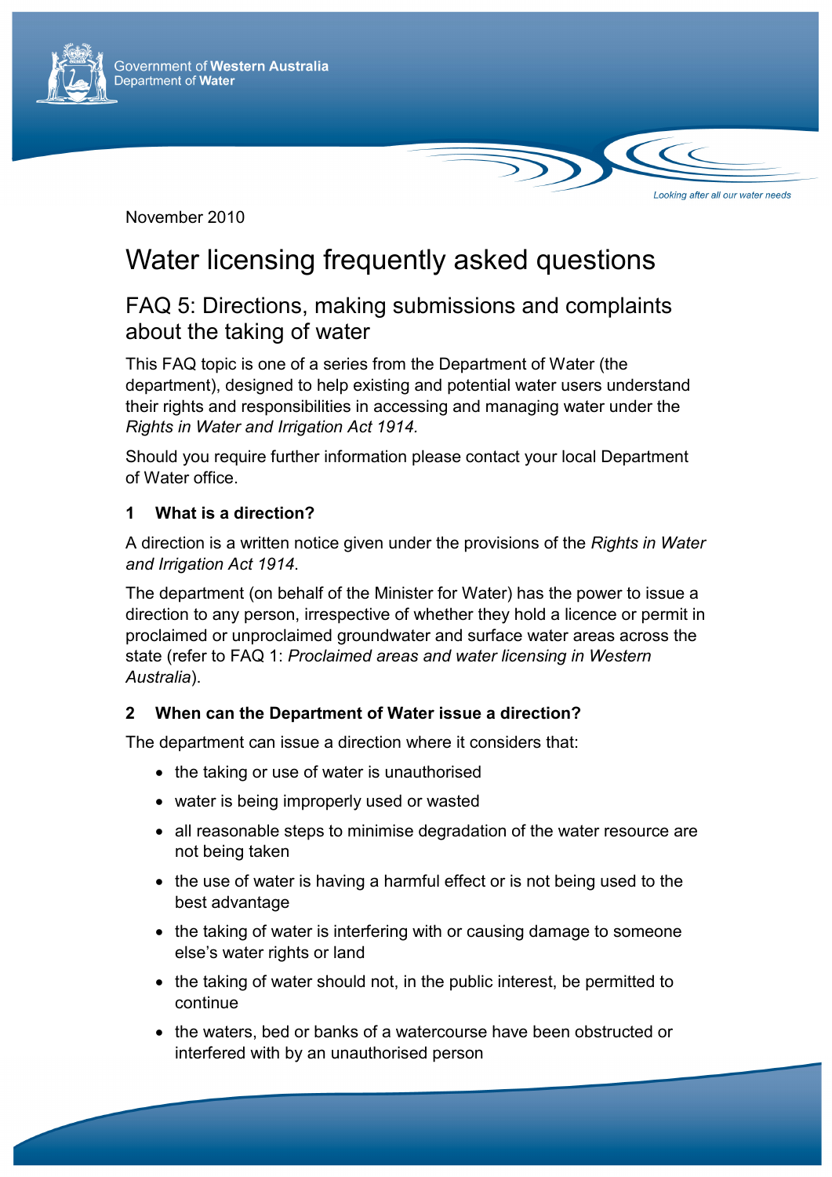Government of **Western Australia**
Department of **Water**

*Looking after all our water needs*

November 2010

# Water licensing frequently asked questions

## FAQ 5: Directions, making submissions and complaints about the taking of water

This FAQ topic is one of a series from the Department of Water (the department), designed to help existing and potential water users understand their rights and responsibilities in accessing and managing water under the *Rights in Water and Irrigation Act 1914.*

Should you require further information please contact your local Department of Water office.

### 1 What is a direction?

A direction is a written notice given under the provisions of the *Rights in Water and Irrigation Act 1914*.

The department (on behalf of the Minister for Water) has the power to issue a direction to any person, irrespective of whether they hold a licence or permit in proclaimed or unproclaimed groundwater and surface water areas across the state (refer to FAQ 1: *Proclaimed areas and water licensing in Western Australia*).

### 2 When can the Department of Water issue a direction?

The department can issue a direction where it considers that:

- the taking or use of water is unauthorised
- water is being improperly used or wasted
- all reasonable steps to minimise degradation of the water resource are not being taken
- the use of water is having a harmful effect or is not being used to the best advantage
- the taking of water is interfering with or causing damage to someone else's water rights or land
- the taking of water should not, in the public interest, be permitted to continue
- the waters, bed or banks of a watercourse have been obstructed or interfered with by an unauthorised person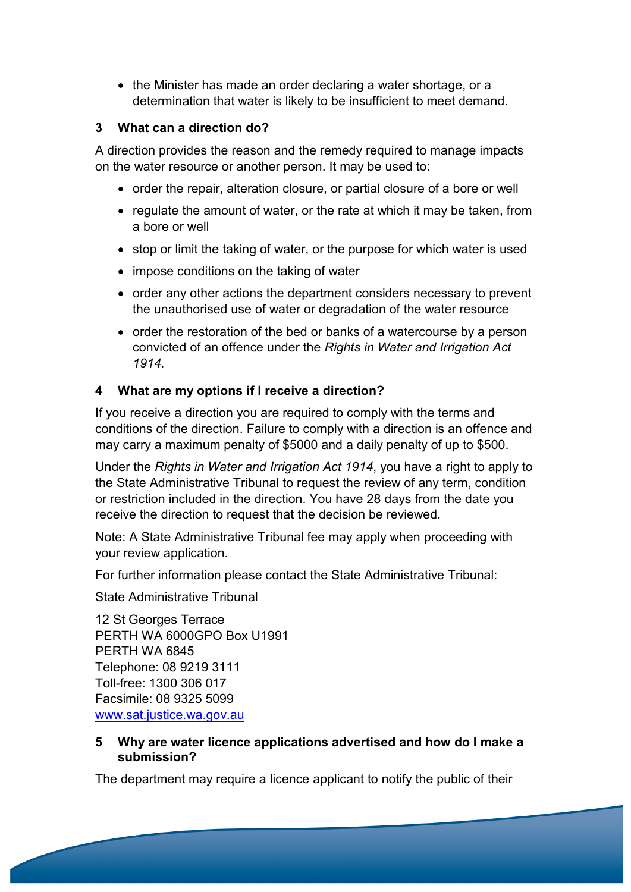- the Minister has made an order declaring a water shortage, or a determination that water is likely to be insufficient to meet demand.

## 3 What can a direction do?

A direction provides the reason and the remedy required to manage impacts on the water resource or another person. It may be used to:

- order the repair, alteration closure, or partial closure of a bore or well
- regulate the amount of water, or the rate at which it may be taken, from a bore or well
- stop or limit the taking of water, or the purpose for which water is used
- impose conditions on the taking of water
- order any other actions the department considers necessary to prevent the unauthorised use of water or degradation of the water resource
- order the restoration of the bed or banks of a watercourse by a person convicted of an offence under the *Rights in Water and Irrigation Act 1914*.

## 4 What are my options if I receive a direction?

If you receive a direction you are required to comply with the terms and conditions of the direction. Failure to comply with a direction is an offence and may carry a maximum penalty of $5000 and a daily penalty of up to $500.

Under the *Rights in Water and Irrigation Act 1914*, you have a right to apply to the State Administrative Tribunal to request the review of any term, condition or restriction included in the direction. You have 28 days from the date you receive the direction to request that the decision be reviewed.

Note: A State Administrative Tribunal fee may apply when proceeding with your review application.

For further information please contact the State Administrative Tribunal:

State Administrative Tribunal

12 St Georges Terrace
PERTH WA 6000GPO Box U1991
PERTH WA 6845
Telephone: 08 9219 3111
Toll-free: 1300 306 017
Facsimile: 08 9325 5099
[www.sat.justice.wa.gov.au](http://www.sat.justice.wa.gov.au)

## 5 Why are water licence applications advertised and how do I make a submission?

The department may require a licence applicant to notify the public of their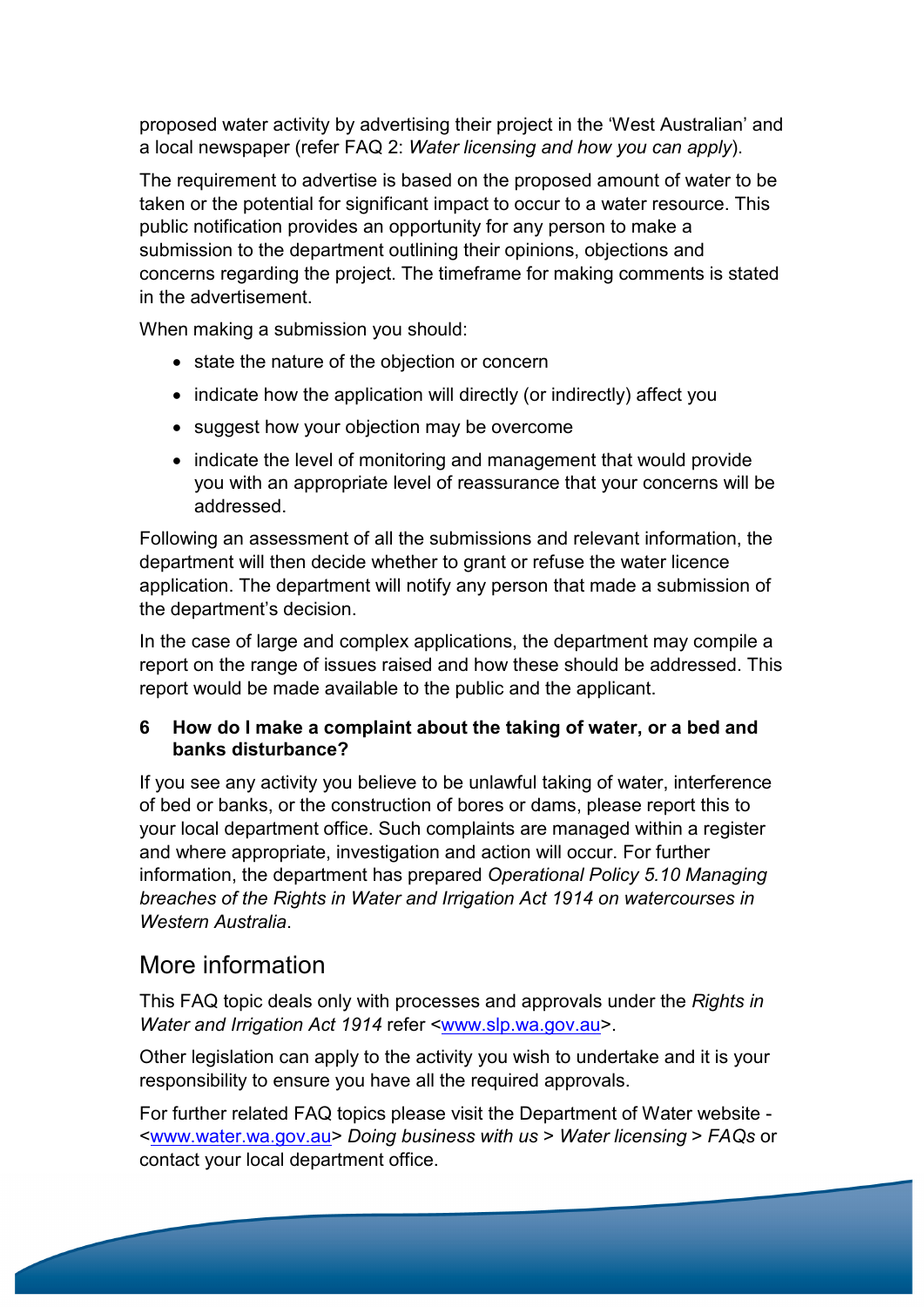proposed water activity by advertising their project in the 'West Australian' and a local newspaper (refer FAQ 2: *Water licensing and how you can apply*).

The requirement to advertise is based on the proposed amount of water to be taken or the potential for significant impact to occur to a water resource. This public notification provides an opportunity for any person to make a submission to the department outlining their opinions, objections and concerns regarding the project. The timeframe for making comments is stated in the advertisement.

When making a submission you should:

- state the nature of the objection or concern
- indicate how the application will directly (or indirectly) affect you
- suggest how your objection may be overcome
- indicate the level of monitoring and management that would provide you with an appropriate level of reassurance that your concerns will be addressed.

Following an assessment of all the submissions and relevant information, the department will then decide whether to grant or refuse the water licence application. The department will notify any person that made a submission of the department's decision.

In the case of large and complex applications, the department may compile a report on the range of issues raised and how these should be addressed. This report would be made available to the public and the applicant.

### 6 How do I make a complaint about the taking of water, or a bed and banks disturbance?

If you see any activity you believe to be unlawful taking of water, interference of bed or banks, or the construction of bores or dams, please report this to your local department office. Such complaints are managed within a register and where appropriate, investigation and action will occur. For further information, the department has prepared *Operational Policy 5.10 Managing breaches of the Rights in Water and Irrigation Act 1914 on watercourses in Western Australia*.

## More information

This FAQ topic deals only with processes and approvals under the *Rights in Water and Irrigation Act 1914* refer <www.slp.wa.gov.au>.

Other legislation can apply to the activity you wish to undertake and it is your responsibility to ensure you have all the required approvals.

For further related FAQ topics please visit the Department of Water website - <www.water.wa.gov.au> *Doing business with us* > *Water licensing* > *FAQs* or contact your local department office.